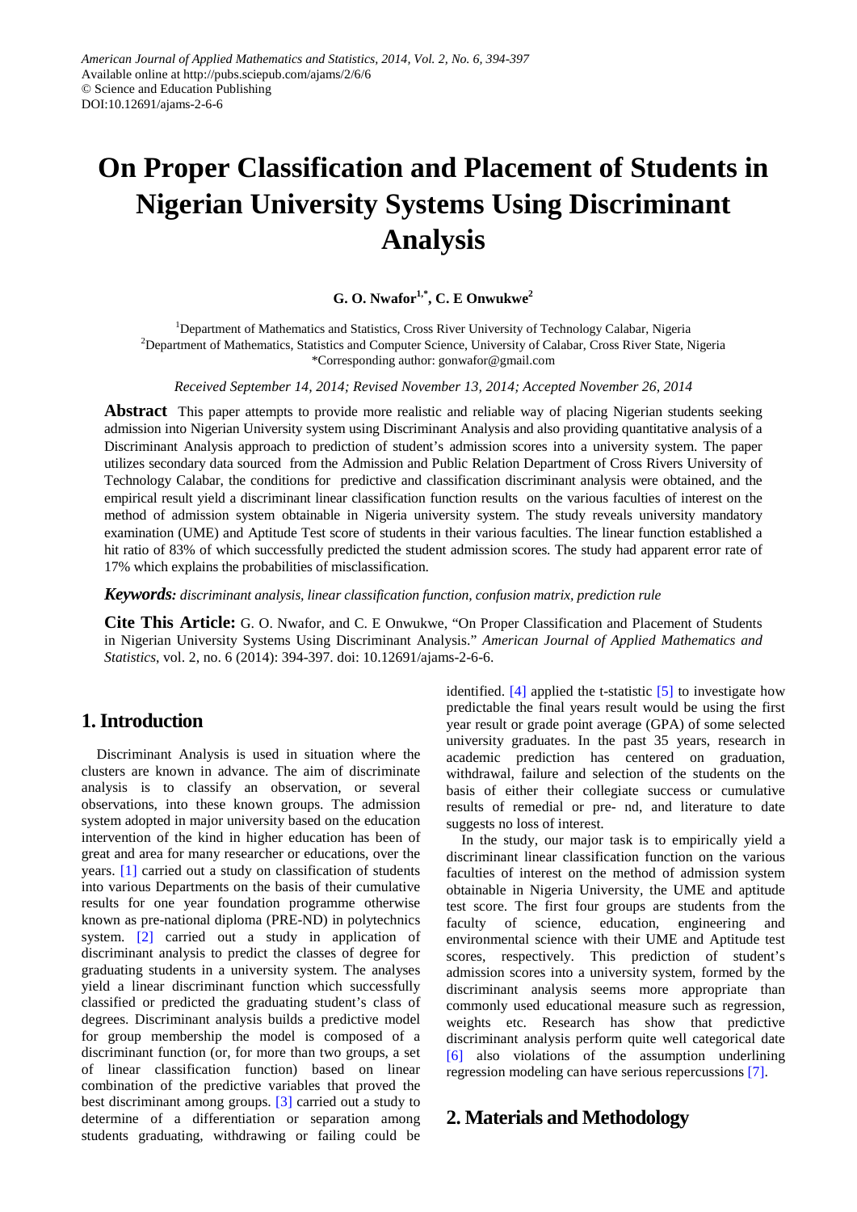*American Journal of Applied Mathematics and Statistics, 2014, Vol. 2, No. 6, 394-397*
Available online at http://pubs.sciepub.com/ajams/2/6/6
© Science and Education Publishing
DOI:10.12691/ajams-2-6-6

# On Proper Classification and Placement of Students in Nigerian University Systems Using Discriminant Analysis

**G. O. Nwafor[1,*], C. E Onwukwe[2]**

[1]Department of Mathematics and Statistics, Cross River University of Technology Calabar, Nigeria
[2]Department of Mathematics, Statistics and Computer Science, University of Calabar, Cross River State, Nigeria
*Corresponding author: gonwafor@gmail.com

*Received September 14, 2014; Revised November 13, 2014; Accepted November 26, 2014*

**Abstract** This paper attempts to provide more realistic and reliable way of placing Nigerian students seeking admission into Nigerian University system using Discriminant Analysis and also providing quantitative analysis of a Discriminant Analysis approach to prediction of student's admission scores into a university system. The paper utilizes secondary data sourced from the Admission and Public Relation Department of Cross Rivers University of Technology Calabar, the conditions for predictive and classification discriminant analysis were obtained, and the empirical result yield a discriminant linear classification function results on the various faculties of interest on the method of admission system obtainable in Nigeria university system. The study reveals university mandatory examination (UME) and Aptitude Test score of students in their various faculties. The linear function established a hit ratio of 83% of which successfully predicted the student admission scores. The study had apparent error rate of 17% which explains the probabilities of misclassification.

***Keywords:*** *discriminant analysis, linear classification function, confusion matrix, prediction rule*

**Cite This Article:** G. O. Nwafor, and C. E Onwukwe, "On Proper Classification and Placement of Students in Nigerian University Systems Using Discriminant Analysis." *American Journal of Applied Mathematics and Statistics*, vol. 2, no. 6 (2014): 394-397. doi: 10.12691/ajams-2-6-6.

## 1. Introduction

Discriminant Analysis is used in situation where the clusters are known in advance. The aim of discriminate analysis is to classify an observation, or several observations, into these known groups. The admission system adopted in major university based on the education intervention of the kind in higher education has been of great and area for many researcher or educations, over the years. [1] carried out a study on classification of students into various Departments on the basis of their cumulative results for one year foundation programme otherwise known as pre-national diploma (PRE-ND) in polytechnics system. [2] carried out a study in application of discriminant analysis to predict the classes of degree for graduating students in a university system. The analyses yield a linear discriminant function which successfully classified or predicted the graduating student's class of degrees. Discriminant analysis builds a predictive model for group membership the model is composed of a discriminant function (or, for more than two groups, a set of linear classification function) based on linear combination of the predictive variables that proved the best discriminant among groups. [3] carried out a study to determine of a differentiation or separation among students graduating, withdrawing or failing could be identified. [4] applied the t-statistic [5] to investigate how predictable the final years result would be using the first year result or grade point average (GPA) of some selected university graduates. In the past 35 years, research in academic prediction has centered on graduation, withdrawal, failure and selection of the students on the basis of either their collegiate success or cumulative results of remedial or pre- nd, and literature to date suggests no loss of interest.

In the study, our major task is to empirically yield a discriminant linear classification function on the various faculties of interest on the method of admission system obtainable in Nigeria University, the UME and aptitude test score. The first four groups are students from the faculty of science, education, engineering and environmental science with their UME and Aptitude test scores, respectively. This prediction of student's admission scores into a university system, formed by the discriminant analysis seems more appropriate than commonly used educational measure such as regression, weights etc. Research has show that predictive discriminant analysis perform quite well categorical date [6] also violations of the assumption underlining regression modeling can have serious repercussions [7].

## 2. Materials and Methodology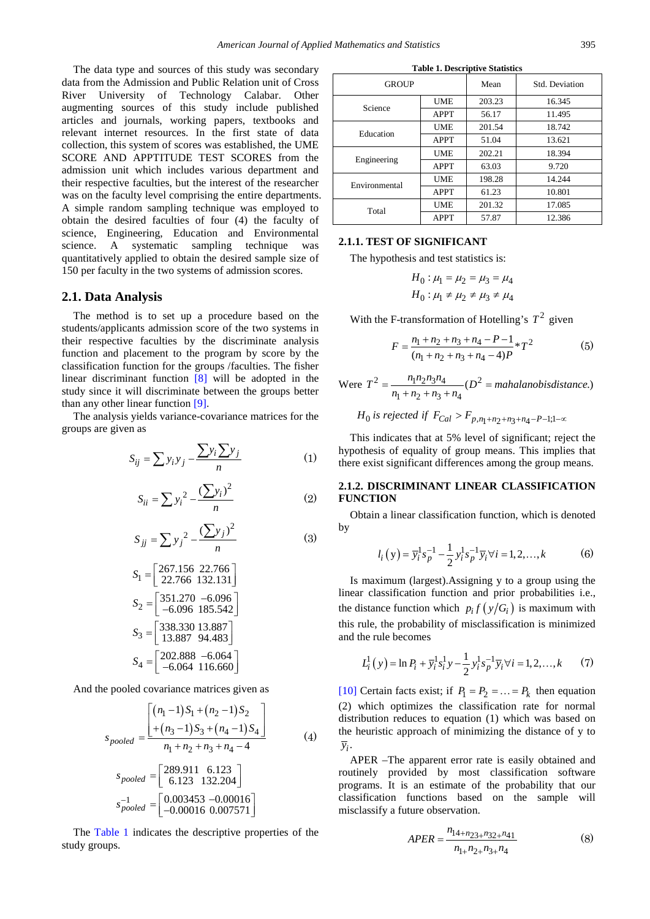The data type and sources of this study was secondary data from the Admission and Public Relation unit of Cross River University of Technology Calabar. Other augmenting sources of this study include published articles and journals, working papers, textbooks and relevant internet resources. In the first state of data collection, this system of scores was established, the UME SCORE AND APPTITUDE TEST SCORES from the admission unit which includes various department and their respective faculties, but the interest of the researcher was on the faculty level comprising the entire departments. A simple random sampling technique was employed to obtain the desired faculties of four (4) the faculty of science, Engineering, Education and Environmental science. A systematic sampling technique was quantitatively applied to obtain the desired sample size of 150 per faculty in the two systems of admission scores.

## 2.1. Data Analysis

The method is to set up a procedure based on the students/applicants admission score of the two systems in their respective faculties by the discriminate analysis function and placement to the program by score by the classification function for the groups /faculties. The fisher linear discriminant function [8] will be adopted in the study since it will discriminate between the groups better than any other linear function [9].

The analysis yields variance-covariance matrices for the groups are given as

$$S_{ij} = \sum y_i y_j - \frac{\sum y_i \sum y_j}{n} \quad (1)$$

$$S_{ii} = \sum y_i^2 - \frac{(\sum y_i)^2}{n} \quad (2)$$

$$S_{jj} = \sum y_j^2 - \frac{(\sum y_j)^2}{n} \quad (3)$$

$$S_1 = \begin{bmatrix} 267.156 & 22.766 \\ 22.766 & 132.131 \end{bmatrix}$$

$$S_2 = \begin{bmatrix} 351.270 & -6.096 \\ -6.096 & 185.542 \end{bmatrix}$$

$$S_3 = \begin{bmatrix} 338.330 & 13.887 \\ 13.887 & 94.483 \end{bmatrix}$$

$$S_4 = \begin{bmatrix} 202.888 & -6.064 \\ -6.064 & 116.660 \end{bmatrix}$$

And the pooled covariance matrices given as

$$s_{pooled} = \frac{\begin{bmatrix} (n_1-1)S_1 + (n_2-1)S_2 \\ +(n_3-1)S_3 + (n_4-1)S_4 \end{bmatrix}}{n_1+n_2+n_3+n_4-4} \quad (4)$$

$$s_{pooled} = \begin{bmatrix} 289.911 & 6.123 \\ 6.123 & 132.204 \end{bmatrix}$$

$$s_{pooled}^{-1} = \begin{bmatrix} 0.003453 & -0.00016 \\ -0.00016 & 0.007571 \end{bmatrix}$$

The Table 1 indicates the descriptive properties of the study groups.

**Table 1. Descriptive Statistics**

| GROUP | | Mean | Std. Deviation |
|---|---|---|---|
| Science | UME | 203.23 | 16.345 |
| | APPT | 56.17 | 11.495 |
| Education | UME | 201.54 | 18.742 |
| | APPT | 51.04 | 13.621 |
| Engineering | UME | 202.21 | 18.394 |
| | APPT | 63.03 | 9.720 |
| Environmental | UME | 198.28 | 14.244 |
| | APPT | 61.23 | 10.801 |
| Total | UME | 201.32 | 17.085 |
| | APPT | 57.87 | 12.386 |

### 2.1.1. TEST OF SIGNIFICANT

The hypothesis and test statistics is:

$$H_0 : \mu_1 = \mu_2 = \mu_3 = \mu_4$$
$$H_0 : \mu_1 \neq \mu_2 \neq \mu_3 \neq \mu_4$$

With the F-transformation of Hotelling's $T^2$ given

$$F = \frac{n_1+n_2+n_3+n_4-P-1}{(n_1+n_2+n_3+n_4-4)P} * T^2 \quad (5)$$

Were $T^2 = \frac{n_1 n_2 n_3 n_4}{n_1+n_2+n_3+n_4}(D^2 = mahalanobisdistance.)$

$H_0$ *is rejected if* $F_{Cal} > F_{p,n_1+n_2+n_3+n_4-P-1;1-\infty}$

This indicates that at 5% level of significant; reject the hypothesis of equality of group means. This implies that there exist significant differences among the group means.

### 2.1.2. DISCRIMINANT LINEAR CLASSIFICATION FUNCTION

Obtain a linear classification function, which is denoted by

$$l_i(y) = \overline{y}_i^1 s_p^{-1} - \frac{1}{2} y_i^1 s_p^{-1} \overline{y}_i \forall i = 1,2,\ldots,k \quad (6)$$

Is maximum (largest).Assigning y to a group using the linear classification function and prior probabilities i.e., the distance function which $p_i f(y/G_i)$ is maximum with this rule, the probability of misclassification is minimized and the rule becomes

$$L_i^1(y) = \ln P_i + \overline{y}_i^1 s_i^1 y - \frac{1}{2} y_i^1 s_p^{-1} \overline{y}_i \forall i = 1,2,\ldots,k \quad (7)$$

[10] Certain facts exist; if $P_1 = P_2 = \ldots = P_k$ then equation (2) which optimizes the classification rate for normal distribution reduces to equation (1) which was based on the heuristic approach of minimizing the distance of y to $\overline{y}_i$.

APER –The apparent error rate is easily obtained and routinely provided by most classification software programs. It is an estimate of the probability that our classification functions based on the sample will misclassify a future observation.

$$APER = \frac{n_{14+n_{23}+n_{32}+n_{41}}}{n_{1+}n_{2+}n_{3+}n_4} \quad (8)$$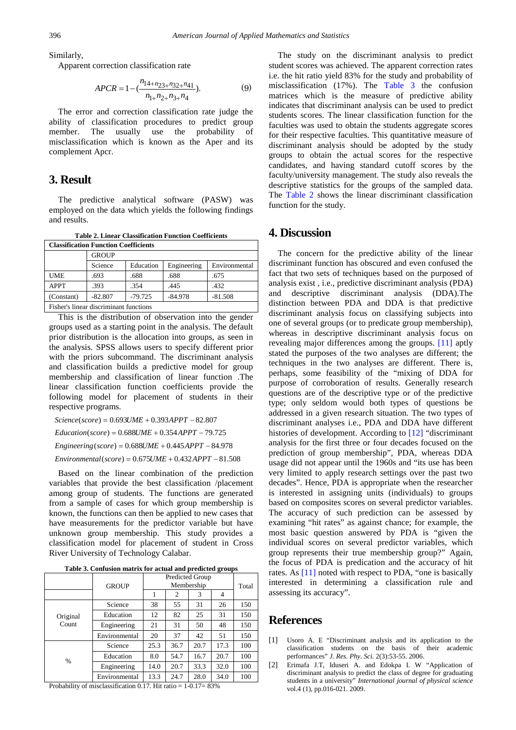Similarly,

Apparent correction classification rate

$$APCR = 1 - (\frac{n_{14+}n_{23+}n_{32+}n_{41}}{n_{1+}n_{2+}n_{3+}n_{4}}). \quad (9)$$

The error and correction classification rate judge the ability of classification procedures to predict group member. The usually use the probability of misclassification which is known as the Aper and its complement Apcr.

## 3. Result

The predictive analytical software (PASW) was employed on the data which yields the following findings and results.

**Table 2. Linear Classification Function Coefficients**

| Classification Function Coefficients | | | | |
|---|---|---|---|---|
| | GROUP | | | |
| | Science | Education | Engineering | Environmental |
| UME | .693 | .688 | .688 | .675 |
| APPT | .393 | .354 | .445 | .432 |
| (Constant) | -82.807 | -79.725 | -84.978 | -81.508 |

Fisher's linear discriminant functions

This is the distribution of observation into the gender groups used as a starting point in the analysis. The default prior distribution is the allocation into groups, as seen in the analysis. SPSS allows users to specify different prior with the priors subcommand. The discriminant analysis and classification builds a predictive model for group membership and classification of linear function .The linear classification function coefficients provide the following model for placement of students in their respective programs.

$$Science(score) = 0.693UME + 0.393APPT - 82.807$$

$$Education(score) = 0.688UME + 0.354APPT - 79.725$$

$$Engineering(score) = 0.688UME + 0.445APPT - 84.978$$

$$Environmental(score) = 0.675UME + 0.432APPT - 81.508$$

Based on the linear combination of the prediction variables that provide the best classification /placement among group of students. The functions are generated from a sample of cases for which group membership is known, the functions can then be applied to new cases that have measurements for the predictor variable but have unknown group membership. This study provides a classification model for placement of student in Cross River University of Technology Calabar.

**Table 3. Confusion matrix for actual and predicted groups**

| | GROUP | Predicted Group Membership | | | | Total |
|---|---|---|---|---|---|---|
| | | 1 | 2 | 3 | 4 | |
| Original Count | Science | 38 | 55 | 31 | 26 | 150 |
| | Education | 12 | 82 | 25 | 31 | 150 |
| | Engineering | 21 | 31 | 50 | 48 | 150 |
| | Environmental | 20 | 37 | 42 | 51 | 150 |
| % | Science | 25.3 | 36.7 | 20.7 | 17.3 | 100 |
| | Education | 8.0 | 54.7 | 16.7 | 20.7 | 100 |
| | Engineering | 14.0 | 20.7 | 33.3 | 32.0 | 100 |
| | Environmental | 13.3 | 24.7 | 28.0 | 34.0 | 100 |

Probability of misclassification 0.17. Hit ratio = 1-0.17= 83%

The study on the discriminant analysis to predict student scores was achieved. The apparent correction rates i.e. the hit ratio yield 83% for the study and probability of misclassification (17%). The Table 3 the confusion matrices which is the measure of predictive ability indicates that discriminant analysis can be used to predict students scores. The linear classification function for the faculties was used to obtain the students aggregate scores for their respective faculties. This quantitative measure of discriminant analysis should be adopted by the study groups to obtain the actual scores for the respective candidates, and having standard cutoff scores by the faculty/university management. The study also reveals the descriptive statistics for the groups of the sampled data. The Table 2 shows the linear discriminant classification function for the study.

## 4. Discussion

The concern for the predictive ability of the linear discriminant function has obscured and even confused the fact that two sets of techniques based on the purposed of analysis exist , i.e., predictive discriminant analysis (PDA) and descriptive discriminant analysis (DDA).The distinction between PDA and DDA is that predictive discriminant analysis focus on classifying subjects into one of several groups (or to predicate group membership), whereas in descriptive discriminant analysis focus on revealing major differences among the groups. [11] aptly stated the purposes of the two analyses are different; the techniques in the two analyses are different. There is, perhaps, some feasibility of the "mixing of DDA for purpose of corroboration of results. Generally research questions are of the descriptive type or of the predictive type; only seldom would both types of questions be addressed in a given research situation. The two types of discriminant analyses i.e., PDA and DDA have different histories of development. According to [12] "discriminant analysis for the first three or four decades focused on the prediction of group membership", PDA, whereas DDA usage did not appear until the 1960s and "its use has been very limited to apply research settings over the past two decades". Hence, PDA is appropriate when the researcher is interested in assigning units (individuals) to groups based on composites scores on several predictor variables. The accuracy of such prediction can be assessed by examining "hit rates" as against chance; for example, the most basic question answered by PDA is "given the individual scores on several predictor variables, which group represents their true membership group?" Again, the focus of PDA is predication and the accuracy of hit rates. As [11] noted with respect to PDA, "one is basically interested in determining a classification rule and assessing its accuracy".

## References

[1] Usoro A. E "Discriminant analysis and its application to the classification students on the basis of their academic performances" *J. Res. Phy. Sci.* 2(3):53-55. 2006.

[2] Erimafa J.T, Iduseri A. and Edokpa I. W "Application of discriminant analysis to predict the class of degree for graduating students in a university" *International journal of physical science* vol.4 (1), pp.016-021. 2009.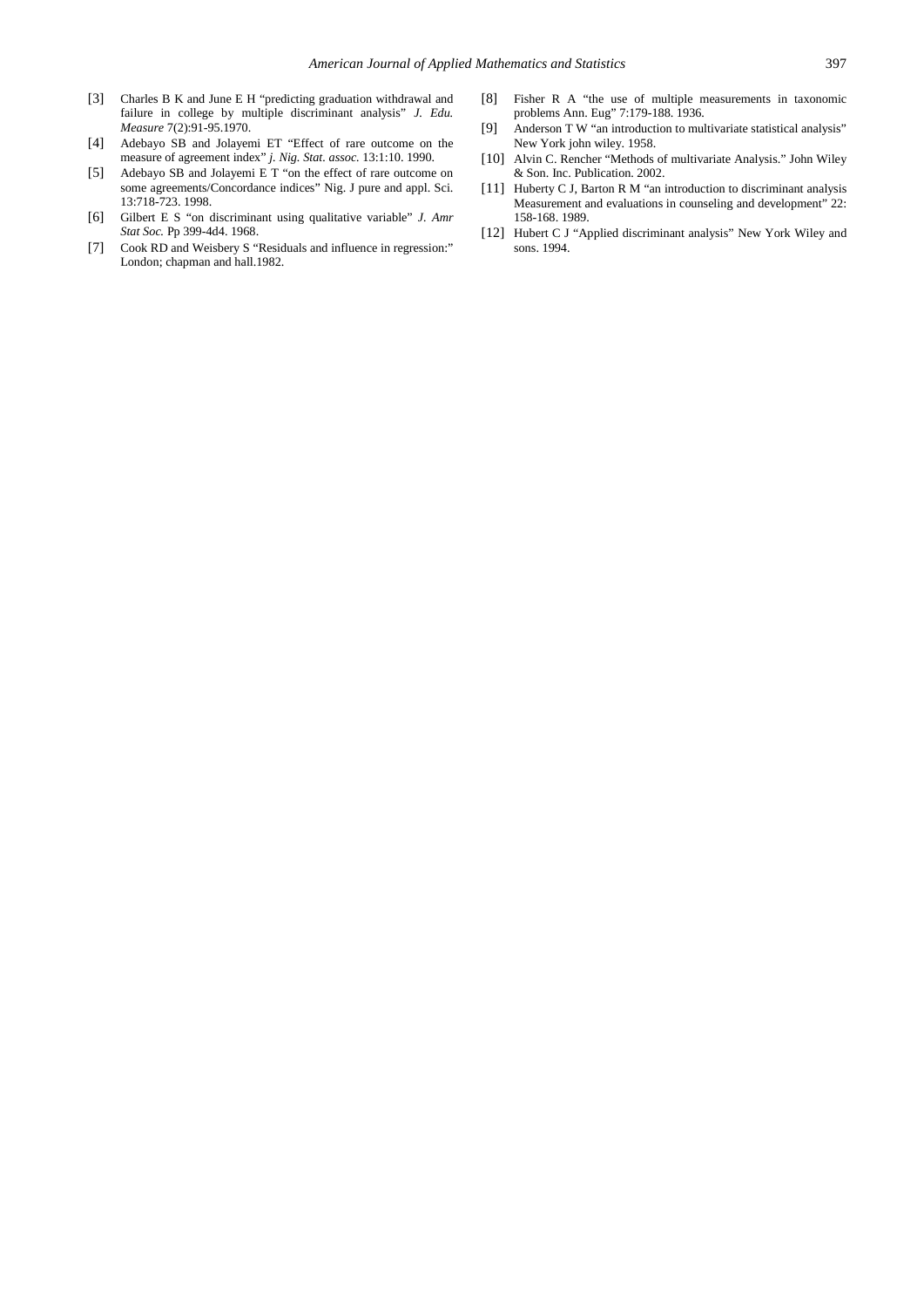[3] Charles B K and June E H “predicting graduation withdrawal and failure in college by multiple discriminant analysis” *J. Edu. Measure* 7(2):91-95.1970.

[4] Adebayo SB and Jolayemi ET “Effect of rare outcome on the measure of agreement index” *j. Nig. Stat. assoc.* 13:1:10. 1990.

[5] Adebayo SB and Jolayemi E T “on the effect of rare outcome on some agreements/Concordance indices” Nig. J pure and appl. Sci. 13:718-723. 1998.

[6] Gilbert E S “on discriminant using qualitative variable” *J. Amr Stat Soc.* Pp 399-4d4. 1968.

[7] Cook RD and Weisbery S “Residuals and influence in regression:” London; chapman and hall.1982.

[8] Fisher R A “the use of multiple measurements in taxonomic problems Ann. Eug” 7:179-188. 1936.

[9] Anderson T W “an introduction to multivariate statistical analysis” New York john wiley. 1958.

[10] Alvin C. Rencher “Methods of multivariate Analysis.” John Wiley & Son. Inc. Publication. 2002.

[11] Huberty C J, Barton R M “an introduction to discriminant analysis Measurement and evaluations in counseling and development” 22: 158-168. 1989.

[12] Hubert C J “Applied discriminant analysis” New York Wiley and sons. 1994.